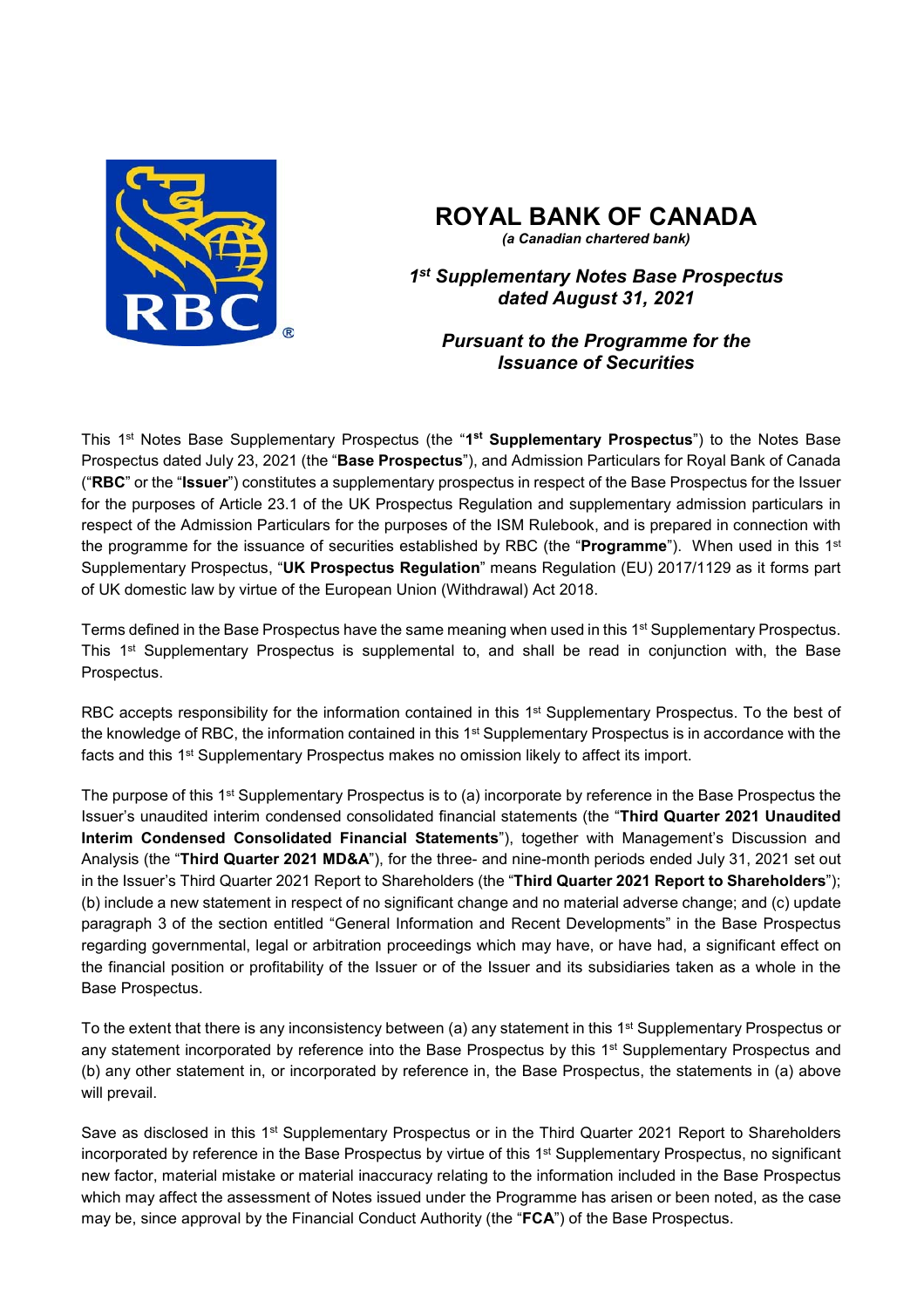# ROYAL BANK OF CANADA

*(a Canadian chartered bank)*

## *1st Supplementary Notes Base Prospectus dated August 31, 2021*

## *Pursuant to the Programme for the Issuance of Securities*

This 1st Notes Base Supplementary Prospectus (the "**1st Supplementary Prospectus**") to the Notes Base Prospectus dated July 23, 2021 (the "**Base Prospectus**"), and Admission Particulars for Royal Bank of Canada ("**RBC**" or the "**Issuer**") constitutes a supplementary prospectus in respect of the Base Prospectus for the Issuer for the purposes of Article 23.1 of the UK Prospectus Regulation and supplementary admission particulars in respect of the Admission Particulars for the purposes of the ISM Rulebook, and is prepared in connection with the programme for the issuance of securities established by RBC (the "**Programme**"). When used in this 1st Supplementary Prospectus, "**UK Prospectus Regulation**" means Regulation (EU) 2017/1129 as it forms part of UK domestic law by virtue of the European Union (Withdrawal) Act 2018.

Terms defined in the Base Prospectus have the same meaning when used in this 1st Supplementary Prospectus. This 1st Supplementary Prospectus is supplemental to, and shall be read in conjunction with, the Base Prospectus.

RBC accepts responsibility for the information contained in this 1st Supplementary Prospectus. To the best of the knowledge of RBC, the information contained in this 1st Supplementary Prospectus is in accordance with the facts and this 1st Supplementary Prospectus makes no omission likely to affect its import.

The purpose of this 1st Supplementary Prospectus is to (a) incorporate by reference in the Base Prospectus the Issuer's unaudited interim condensed consolidated financial statements (the "**Third Quarter 2021 Unaudited Interim Condensed Consolidated Financial Statements**"), together with Management's Discussion and Analysis (the "**Third Quarter 2021 MD&A**"), for the three- and nine-month periods ended July 31, 2021 set out in the Issuer's Third Quarter 2021 Report to Shareholders (the "**Third Quarter 2021 Report to Shareholders**"); (b) include a new statement in respect of no significant change and no material adverse change; and (c) update paragraph 3 of the section entitled "General Information and Recent Developments" in the Base Prospectus regarding governmental, legal or arbitration proceedings which may have, or have had, a significant effect on the financial position or profitability of the Issuer or of the Issuer and its subsidiaries taken as a whole in the Base Prospectus.

To the extent that there is any inconsistency between (a) any statement in this 1st Supplementary Prospectus or any statement incorporated by reference into the Base Prospectus by this 1st Supplementary Prospectus and (b) any other statement in, or incorporated by reference in, the Base Prospectus, the statements in (a) above will prevail.

Save as disclosed in this 1st Supplementary Prospectus or in the Third Quarter 2021 Report to Shareholders incorporated by reference in the Base Prospectus by virtue of this 1st Supplementary Prospectus, no significant new factor, material mistake or material inaccuracy relating to the information included in the Base Prospectus which may affect the assessment of Notes issued under the Programme has arisen or been noted, as the case may be, since approval by the Financial Conduct Authority (the "**FCA**") of the Base Prospectus.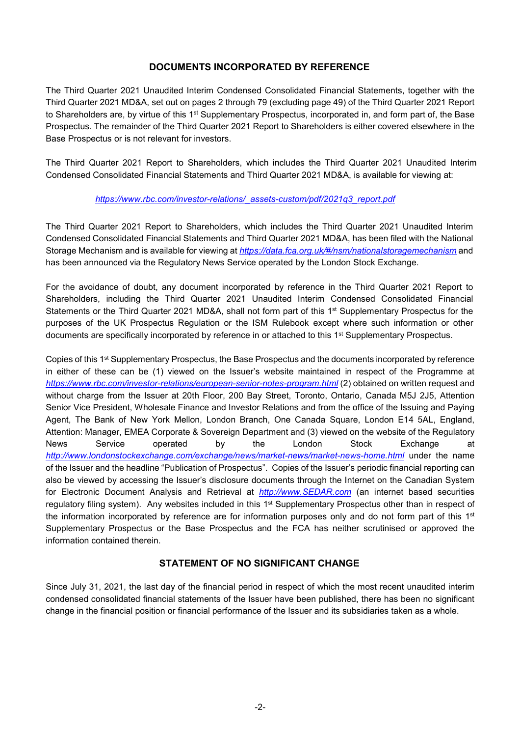## DOCUMENTS INCORPORATED BY REFERENCE

The Third Quarter 2021 Unaudited Interim Condensed Consolidated Financial Statements, together with the Third Quarter 2021 MD&A, set out on pages 2 through 79 (excluding page 49) of the Third Quarter 2021 Report to Shareholders are, by virtue of this 1st Supplementary Prospectus, incorporated in, and form part of, the Base Prospectus. The remainder of the Third Quarter 2021 Report to Shareholders is either covered elsewhere in the Base Prospectus or is not relevant for investors.

The Third Quarter 2021 Report to Shareholders, which includes the Third Quarter 2021 Unaudited Interim Condensed Consolidated Financial Statements and Third Quarter 2021 MD&A, is available for viewing at:

*https://www.rbc.com/investor-relations/_assets-custom/pdf/2021q3_report.pdf*

The Third Quarter 2021 Report to Shareholders, which includes the Third Quarter 2021 Unaudited Interim Condensed Consolidated Financial Statements and Third Quarter 2021 MD&A, has been filed with the National Storage Mechanism and is available for viewing at *https://data.fca.org.uk/#/nsm/nationalstoragemechanism* and has been announced via the Regulatory News Service operated by the London Stock Exchange.

For the avoidance of doubt, any document incorporated by reference in the Third Quarter 2021 Report to Shareholders, including the Third Quarter 2021 Unaudited Interim Condensed Consolidated Financial Statements or the Third Quarter 2021 MD&A, shall not form part of this 1st Supplementary Prospectus for the purposes of the UK Prospectus Regulation or the ISM Rulebook except where such information or other documents are specifically incorporated by reference in or attached to this 1st Supplementary Prospectus.

Copies of this 1st Supplementary Prospectus, the Base Prospectus and the documents incorporated by reference in either of these can be (1) viewed on the Issuer's website maintained in respect of the Programme at *https://www.rbc.com/investor-relations/european-senior-notes-program.html* (2) obtained on written request and without charge from the Issuer at 20th Floor, 200 Bay Street, Toronto, Ontario, Canada M5J 2J5, Attention Senior Vice President, Wholesale Finance and Investor Relations and from the office of the Issuing and Paying Agent, The Bank of New York Mellon, London Branch, One Canada Square, London E14 5AL, England, Attention: Manager, EMEA Corporate & Sovereign Department and (3) viewed on the website of the Regulatory News Service operated by the London Stock Exchange at *http://www.londonstockexchange.com/exchange/news/market-news/market-news-home.html* under the name of the Issuer and the headline "Publication of Prospectus". Copies of the Issuer's periodic financial reporting can also be viewed by accessing the Issuer's disclosure documents through the Internet on the Canadian System for Electronic Document Analysis and Retrieval at *http://www.SEDAR.com* (an internet based securities regulatory filing system). Any websites included in this 1st Supplementary Prospectus other than in respect of the information incorporated by reference are for information purposes only and do not form part of this 1st Supplementary Prospectus or the Base Prospectus and the FCA has neither scrutinised or approved the information contained therein.

## STATEMENT OF NO SIGNIFICANT CHANGE

Since July 31, 2021, the last day of the financial period in respect of which the most recent unaudited interim condensed consolidated financial statements of the Issuer have been published, there has been no significant change in the financial position or financial performance of the Issuer and its subsidiaries taken as a whole.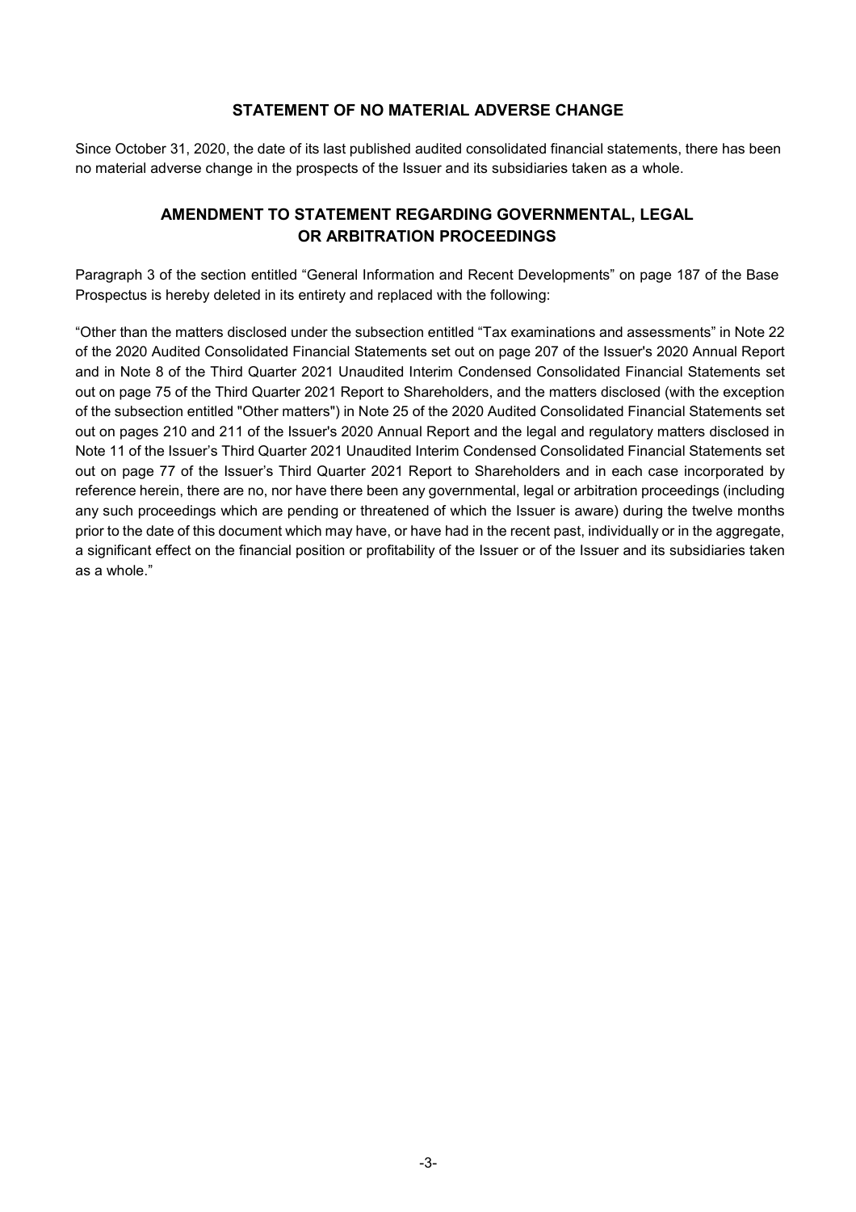## STATEMENT OF NO MATERIAL ADVERSE CHANGE

Since October 31, 2020, the date of its last published audited consolidated financial statements, there has been no material adverse change in the prospects of the Issuer and its subsidiaries taken as a whole.

## AMENDMENT TO STATEMENT REGARDING GOVERNMENTAL, LEGAL OR ARBITRATION PROCEEDINGS

Paragraph 3 of the section entitled “General Information and Recent Developments” on page 187 of the Base Prospectus is hereby deleted in its entirety and replaced with the following:

“Other than the matters disclosed under the subsection entitled “Tax examinations and assessments” in Note 22 of the 2020 Audited Consolidated Financial Statements set out on page 207 of the Issuer's 2020 Annual Report and in Note 8 of the Third Quarter 2021 Unaudited Interim Condensed Consolidated Financial Statements set out on page 75 of the Third Quarter 2021 Report to Shareholders, and the matters disclosed (with the exception of the subsection entitled "Other matters") in Note 25 of the 2020 Audited Consolidated Financial Statements set out on pages 210 and 211 of the Issuer's 2020 Annual Report and the legal and regulatory matters disclosed in Note 11 of the Issuer’s Third Quarter 2021 Unaudited Interim Condensed Consolidated Financial Statements set out on page 77 of the Issuer’s Third Quarter 2021 Report to Shareholders and in each case incorporated by reference herein, there are no, nor have there been any governmental, legal or arbitration proceedings (including any such proceedings which are pending or threatened of which the Issuer is aware) during the twelve months prior to the date of this document which may have, or have had in the recent past, individually or in the aggregate, a significant effect on the financial position or profitability of the Issuer or of the Issuer and its subsidiaries taken as a whole.”